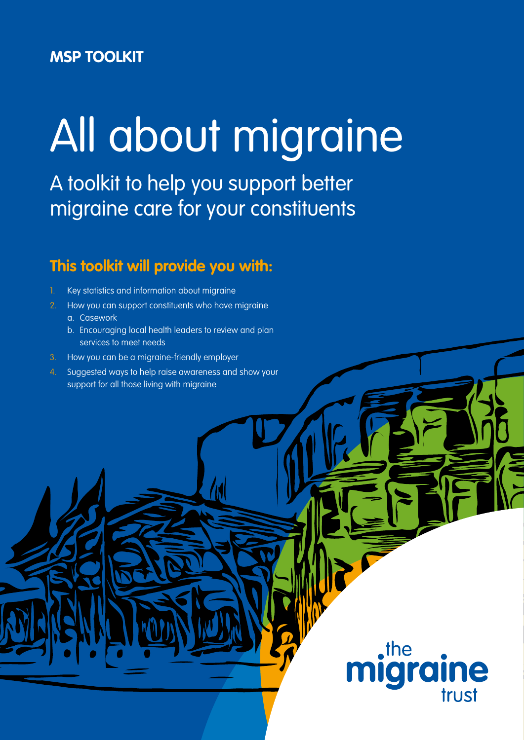**MSP TOOLKIT**

# All about migraine

## A toolkit to help you support better migraine care for your constituents

### This toolkit will provide you with:

1. Key statistics and information about migraine
2. How you can support constituents who have migraine
   a. Casework
   b. Encouraging local health leaders to review and plan services to meet needs
3. How you can be a migraine-friendly employer
4. Suggested ways to help raise awareness and show your support for all those living with migraine

the migraine trust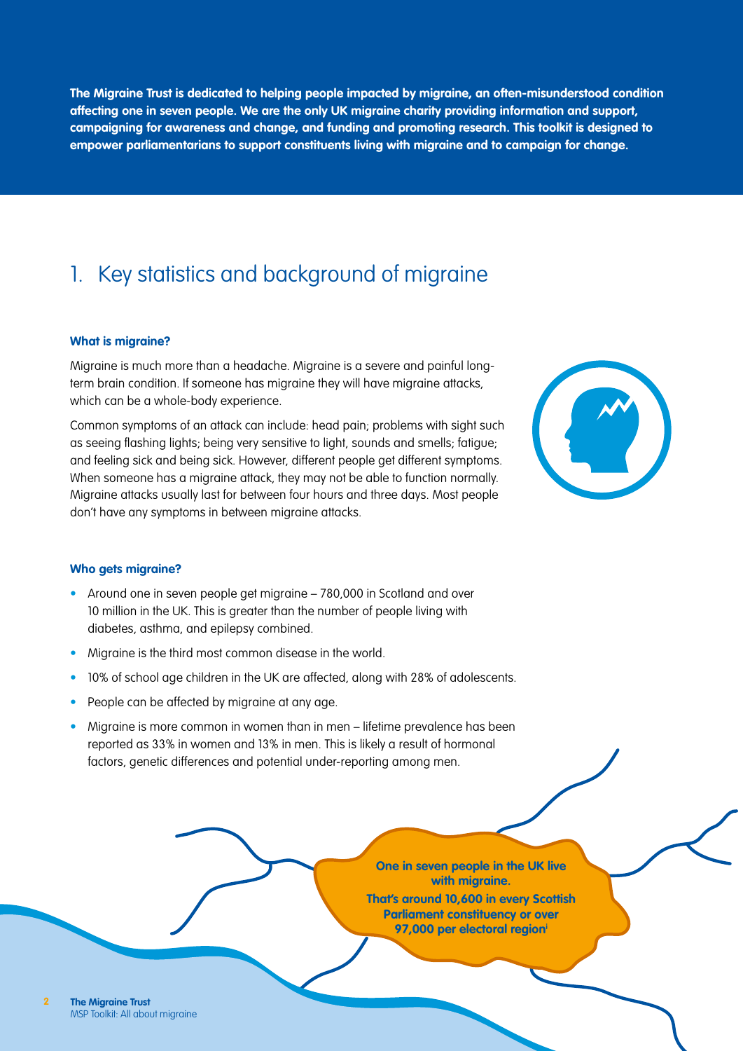**The Migraine Trust is dedicated to helping people impacted by migraine, an often-misunderstood condition affecting one in seven people. We are the only UK migraine charity providing information and support, campaigning for awareness and change, and funding and promoting research. This toolkit is designed to empower parliamentarians to support constituents living with migraine and to campaign for change.**

## 1. Key statistics and background of migraine

### What is migraine?

Migraine is much more than a headache. Migraine is a severe and painful long-term brain condition. If someone has migraine they will have migraine attacks, which can be a whole-body experience.

Common symptoms of an attack can include: head pain; problems with sight such as seeing flashing lights; being very sensitive to light, sounds and smells; fatigue; and feeling sick and being sick. However, different people get different symptoms. When someone has a migraine attack, they may not be able to function normally. Migraine attacks usually last for between four hours and three days. Most people don't have any symptoms in between migraine attacks.

### Who gets migraine?

- Around one in seven people get migraine – 780,000 in Scotland and over 10 million in the UK. This is greater than the number of people living with diabetes, asthma, and epilepsy combined.
- Migraine is the third most common disease in the world.
- 10% of school age children in the UK are affected, along with 28% of adolescents.
- People can be affected by migraine at any age.
- Migraine is more common in women than in men – lifetime prevalence has been reported as 33% in women and 13% in men. This is likely a result of hormonal factors, genetic differences and potential under-reporting among men.

**One in seven people in the UK live with migraine.**
**That's around 10,600 in every Scottish Parliament constituency or over 97,000 per electoral region[i]**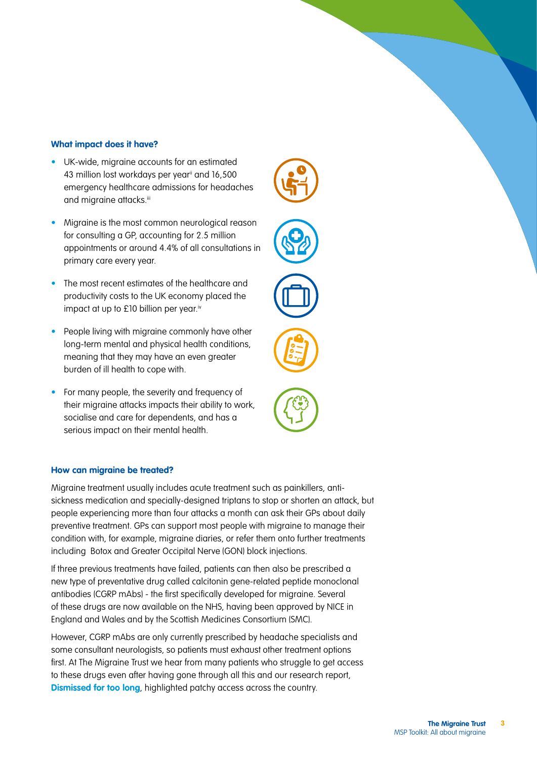### What impact does it have?

- UK-wide, migraine accounts for an estimated 43 million lost workdays per year[ii] and 16,500 emergency healthcare admissions for headaches and migraine attacks.[iii]
- Migraine is the most common neurological reason for consulting a GP, accounting for 2.5 million appointments or around 4.4% of all consultations in primary care every year.
- The most recent estimates of the healthcare and productivity costs to the UK economy placed the impact at up to £10 billion per year.[iv]
- People living with migraine commonly have other long-term mental and physical health conditions, meaning that they may have an even greater burden of ill health to cope with.
- For many people, the severity and frequency of their migraine attacks impacts their ability to work, socialise and care for dependents, and has a serious impact on their mental health.

### How can migraine be treated?

Migraine treatment usually includes acute treatment such as painkillers, anti-sickness medication and specially-designed triptans to stop or shorten an attack, but people experiencing more than four attacks a month can ask their GPs about daily preventive treatment. GPs can support most people with migraine to manage their condition with, for example, migraine diaries, or refer them onto further treatments including Botox and Greater Occipital Nerve (GON) block injections.

If three previous treatments have failed, patients can then also be prescribed a new type of preventative drug called calcitonin gene-related peptide monoclonal antibodies (CGRP mAbs) - the first specifically developed for migraine. Several of these drugs are now available on the NHS, having been approved by NICE in England and Wales and by the Scottish Medicines Consortium (SMC).

However, CGRP mAbs are only currently prescribed by headache specialists and some consultant neurologists, so patients must exhaust other treatment options first. At The Migraine Trust we hear from many patients who struggle to get access to these drugs even after having gone through all this and our research report, **Dismissed for too long**, highlighted patchy access across the country.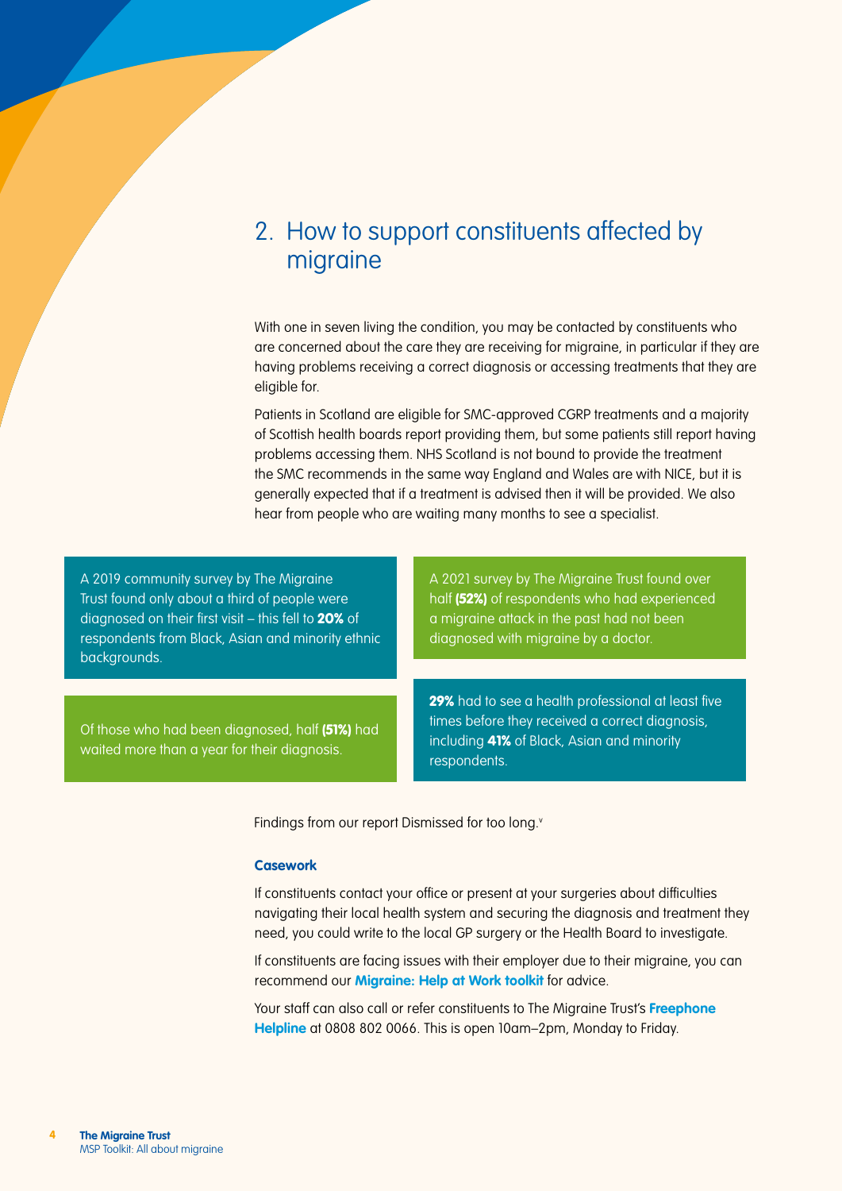## 2. How to support constituents affected by migraine

With one in seven living the condition, you may be contacted by constituents who are concerned about the care they are receiving for migraine, in particular if they are having problems receiving a correct diagnosis or accessing treatments that they are eligible for.

Patients in Scotland are eligible for SMC-approved CGRP treatments and a majority of Scottish health boards report providing them, but some patients still report having problems accessing them. NHS Scotland is not bound to provide the treatment the SMC recommends in the same way England and Wales are with NICE, but it is generally expected that if a treatment is advised then it will be provided. We also hear from people who are waiting many months to see a specialist.

A 2019 community survey by The Migraine Trust found only about a third of people were diagnosed on their first visit – this fell to **20%** of respondents from Black, Asian and minority ethnic backgrounds.

A 2021 survey by The Migraine Trust found over half **(52%)** of respondents who had experienced a migraine attack in the past had not been diagnosed with migraine by a doctor.

Of those who had been diagnosed, half **(51%)** had waited more than a year for their diagnosis.

**29%** had to see a health professional at least five times before they received a correct diagnosis, including **41%** of Black, Asian and minority respondents.

Findings from our report Dismissed for too long.[v]

**Casework**

If constituents contact your office or present at your surgeries about difficulties navigating their local health system and securing the diagnosis and treatment they need, you could write to the local GP surgery or the Health Board to investigate.

If constituents are facing issues with their employer due to their migraine, you can recommend our **Migraine: Help at Work toolkit** for advice.

Your staff can also call or refer constituents to The Migraine Trust's **Freephone Helpline** at 0808 802 0066. This is open 10am–2pm, Monday to Friday.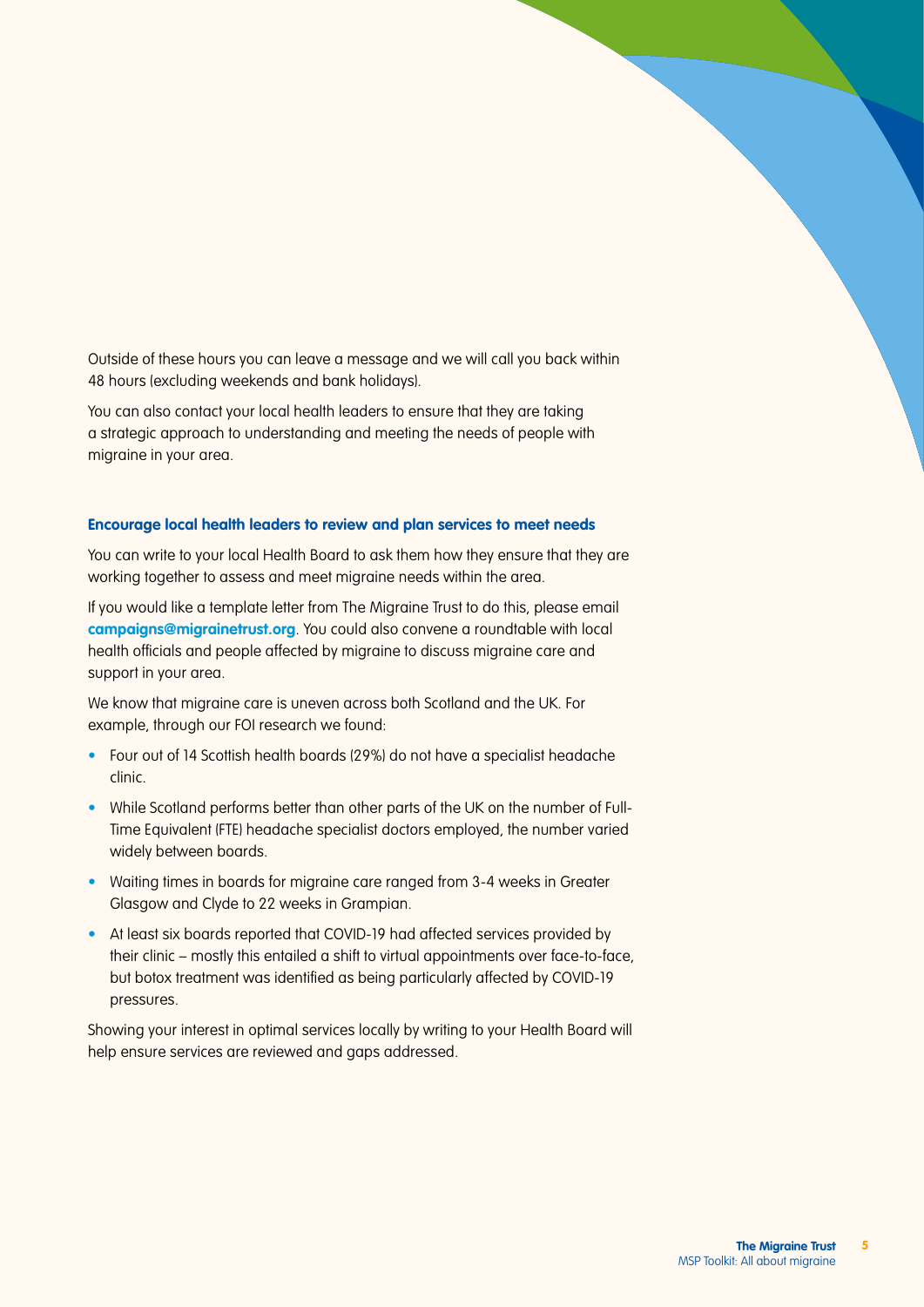Outside of these hours you can leave a message and we will call you back within 48 hours (excluding weekends and bank holidays).

You can also contact your local health leaders to ensure that they are taking a strategic approach to understanding and meeting the needs of people with migraine in your area.

### Encourage local health leaders to review and plan services to meet needs

You can write to your local Health Board to ask them how they ensure that they are working together to assess and meet migraine needs within the area.

If you would like a template letter from The Migraine Trust to do this, please email **campaigns@migrainetrust.org**. You could also convene a roundtable with local health officials and people affected by migraine to discuss migraine care and support in your area.

We know that migraine care is uneven across both Scotland and the UK. For example, through our FOI research we found:

- Four out of 14 Scottish health boards (29%) do not have a specialist headache clinic.
- While Scotland performs better than other parts of the UK on the number of Full-Time Equivalent (FTE) headache specialist doctors employed, the number varied widely between boards.
- Waiting times in boards for migraine care ranged from 3-4 weeks in Greater Glasgow and Clyde to 22 weeks in Grampian.
- At least six boards reported that COVID-19 had affected services provided by their clinic – mostly this entailed a shift to virtual appointments over face-to-face, but botox treatment was identified as being particularly affected by COVID-19 pressures.

Showing your interest in optimal services locally by writing to your Health Board will help ensure services are reviewed and gaps addressed.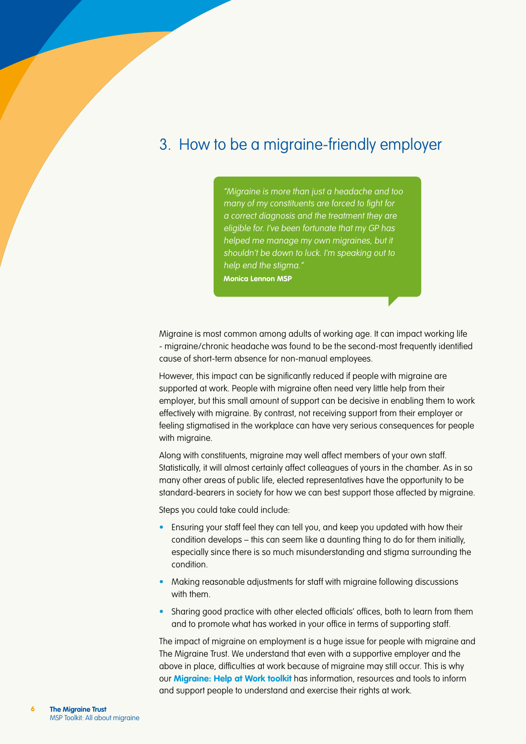## 3. How to be a migraine-friendly employer

> *"Migraine is more than just a headache and too many of my constituents are forced to fight for a correct diagnosis and the treatment they are eligible for. I've been fortunate that my GP has helped me manage my own migraines, but it shouldn't be down to luck. I'm speaking out to help end the stigma."*
> **Monica Lennon MSP**

Migraine is most common among adults of working age. It can impact working life - migraine/chronic headache was found to be the second-most frequently identified cause of short-term absence for non-manual employees.

However, this impact can be significantly reduced if people with migraine are supported at work. People with migraine often need very little help from their employer, but this small amount of support can be decisive in enabling them to work effectively with migraine. By contrast, not receiving support from their employer or feeling stigmatised in the workplace can have very serious consequences for people with migraine.

Along with constituents, migraine may well affect members of your own staff. Statistically, it will almost certainly affect colleagues of yours in the chamber. As in so many other areas of public life, elected representatives have the opportunity to be standard-bearers in society for how we can best support those affected by migraine.

Steps you could take could include:

- Ensuring your staff feel they can tell you, and keep you updated with how their condition develops – this can seem like a daunting thing to do for them initially, especially since there is so much misunderstanding and stigma surrounding the condition.
- Making reasonable adjustments for staff with migraine following discussions with them.
- Sharing good practice with other elected officials' offices, both to learn from them and to promote what has worked in your office in terms of supporting staff.

The impact of migraine on employment is a huge issue for people with migraine and The Migraine Trust. We understand that even with a supportive employer and the above in place, difficulties at work because of migraine may still occur. This is why our **Migraine: Help at Work toolkit** has information, resources and tools to inform and support people to understand and exercise their rights at work.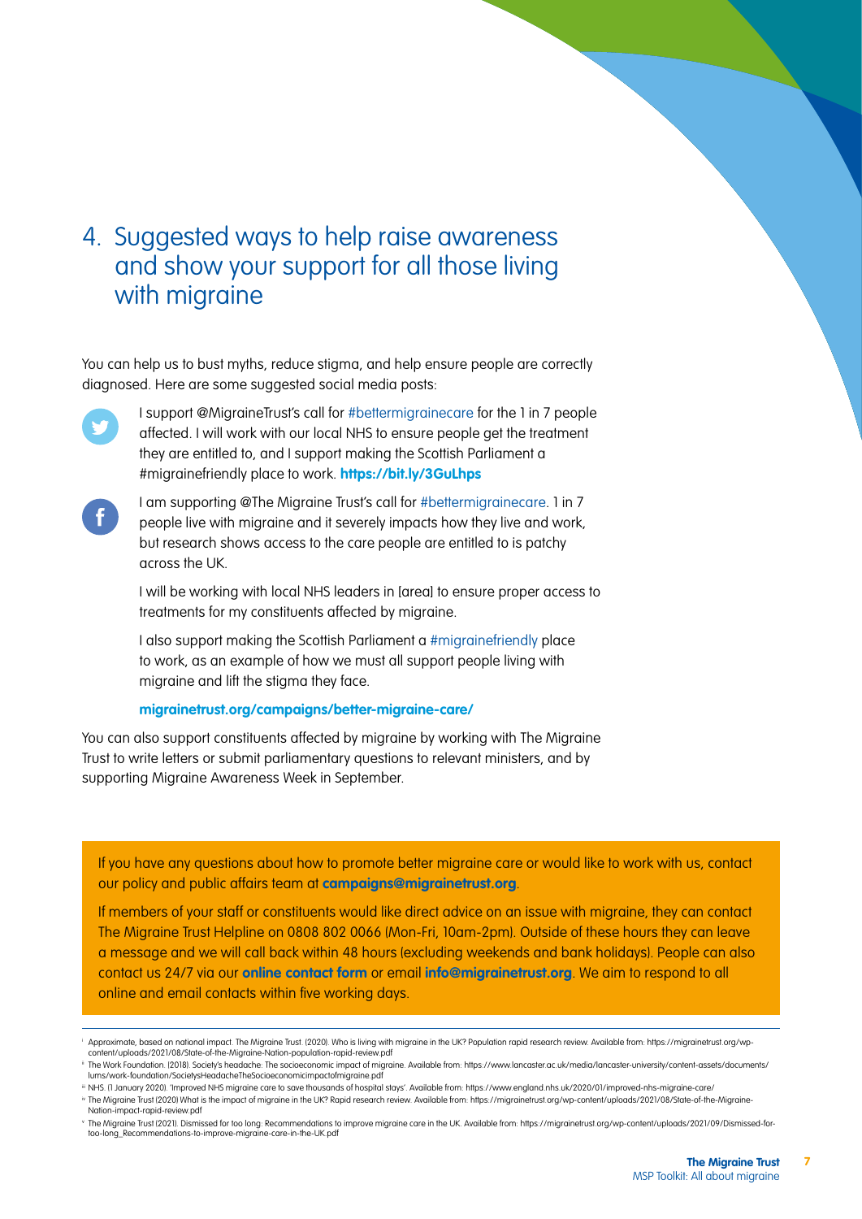## 4. Suggested ways to help raise awareness and show your support for all those living with migraine

You can help us to bust myths, reduce stigma, and help ensure people are correctly diagnosed. Here are some suggested social media posts:

I support @MigraineTrust's call for #bettermigrainecare for the 1 in 7 people affected. I will work with our local NHS to ensure people get the treatment they are entitled to, and I support making the Scottish Parliament a #migrainefriendly place to work. **https://bit.ly/3GuLhps**

I am supporting @The Migraine Trust's call for #bettermigrainecare. 1 in 7 people live with migraine and it severely impacts how they live and work, but research shows access to the care people are entitled to is patchy across the UK.

I will be working with local NHS leaders in [area] to ensure proper access to treatments for my constituents affected by migraine.

I also support making the Scottish Parliament a #migrainefriendly place to work, as an example of how we must all support people living with migraine and lift the stigma they face.

**migrainetrust.org/campaigns/better-migraine-care/**

You can also support constituents affected by migraine by working with The Migraine Trust to write letters or submit parliamentary questions to relevant ministers, and by supporting Migraine Awareness Week in September.

If you have any questions about how to promote better migraine care or would like to work with us, contact our policy and public affairs team at **campaigns@migrainetrust.org**.

If members of your staff or constituents would like direct advice on an issue with migraine, they can contact The Migraine Trust Helpline on 0808 802 0066 (Mon-Fri, 10am-2pm). Outside of these hours they can leave a message and we will call back within 48 hours (excluding weekends and bank holidays). People can also contact us 24/7 via our **online contact form** or email **info@migrainetrust.org**. We aim to respond to all online and email contacts within five working days.

---

[i] Approximate, based on national impact. The Migraine Trust. (2020). Who is living with migraine in the UK? Population rapid research review. Available from: https://migrainetrust.org/wp-content/uploads/2021/08/State-of-the-Migraine-Nation-population-rapid-review.pdf

[ii] The Work Foundation. (2018). Society's headache: The socioeconomic impact of migraine. Available from: https://www.lancaster.ac.uk/media/lancaster-university/content-assets/documents/lums/work-foundation/SocietysHeadacheTheSocioeconomicimpactofmigraine.pdf

[iii] NHS. (1 January 2020). 'Improved NHS migraine care to save thousands of hospital stays'. Available from: https://www.england.nhs.uk/2020/01/improved-nhs-migraine-care/

[iv] The Migraine Trust (2020) What is the impact of migraine in the UK? Rapid research review. Available from: https://migrainetrust.org/wp-content/uploads/2021/08/State-of-the-Migraine-Nation-impact-rapid-review.pdf

[v] The Migraine Trust (2021). Dismissed for too long: Recommendations to improve migraine care in the UK. Available from: https://migrainetrust.org/wp-content/uploads/2021/09/Dismissed-for-too-long_Recommendations-to-improve-migraine-care-in-the-UK.pdf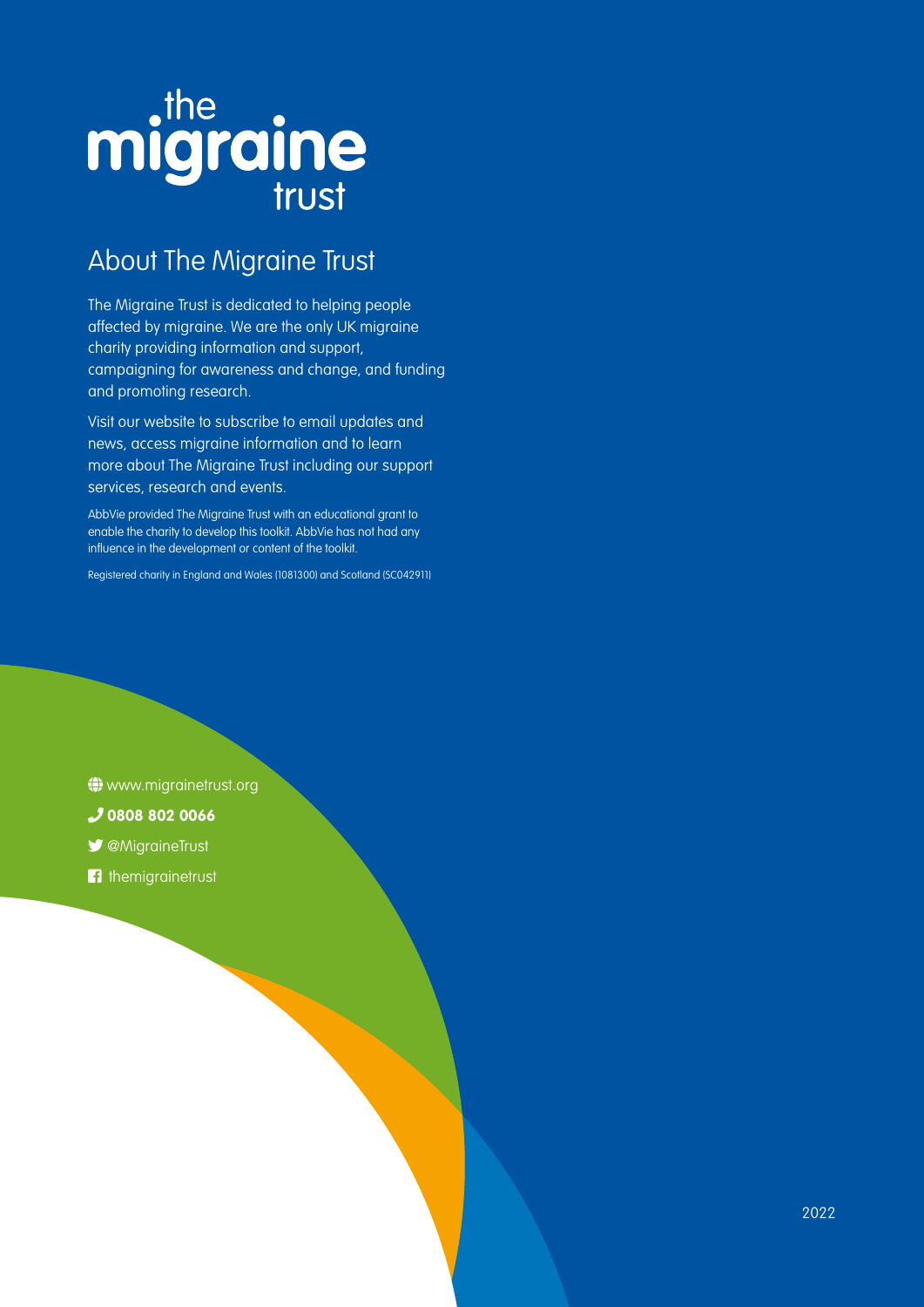the migraine trust

## About The Migraine Trust

The Migraine Trust is dedicated to helping people affected by migraine. We are the only UK migraine charity providing information and support, campaigning for awareness and change, and funding and promoting research.

Visit our website to subscribe to email updates and news, access migraine information and to learn more about The Migraine Trust including our support services, research and events.

AbbVie provided The Migraine Trust with an educational grant to enable the charity to develop this toolkit. AbbVie has not had any influence in the development or content of the toolkit.

Registered charity in England and Wales (1081300) and Scotland (SC042911)

www.migrainetrust.org

**0808 802 0066**

@MigraineTrust

themigrainetrust

2022